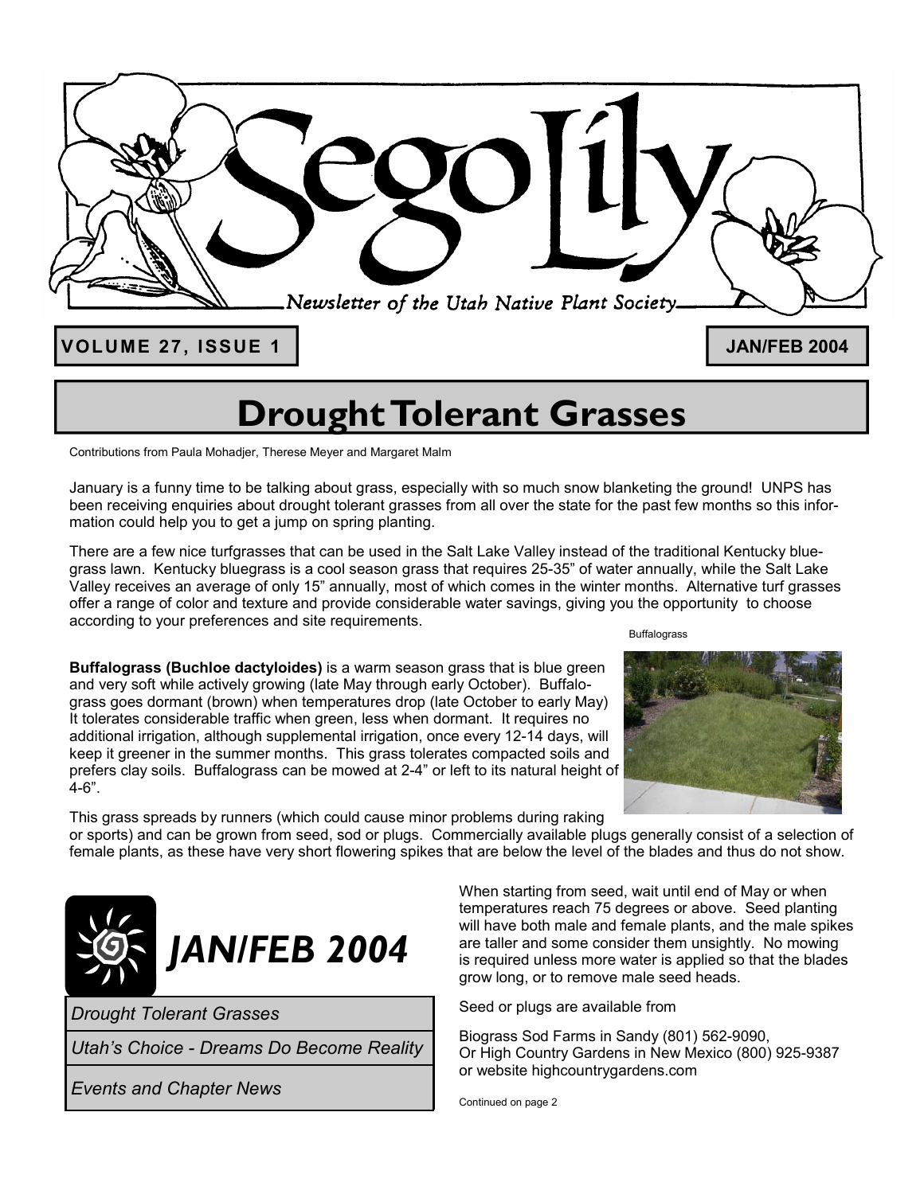# Sego Lily

*Newsletter of the Utah Native Plant Society*

**VOLUME 27, ISSUE 1** | **JAN/FEB 2004**

## Drought Tolerant Grasses

Contributions from Paula Mohadjer, Therese Meyer and Margaret Malm

January is a funny time to be talking about grass, especially with so much snow blanketing the ground! UNPS has been receiving enquiries about drought tolerant grasses from all over the state for the past few months so this information could help you to get a jump on spring planting.

There are a few nice turfgrasses that can be used in the Salt Lake Valley instead of the traditional Kentucky bluegrass lawn. Kentucky bluegrass is a cool season grass that requires 25-35" of water annually, while the Salt Lake Valley receives an average of only 15" annually, most of which comes in the winter months. Alternative turf grasses offer a range of color and texture and provide considerable water savings, giving you the opportunity to choose according to your preferences and site requirements.

Buffalograss

**Buffalograss (Buchloe dactyloides)** is a warm season grass that is blue green and very soft while actively growing (late May through early October). Buffalograss goes dormant (brown) when temperatures drop (late October to early May) It tolerates considerable traffic when green, less when dormant. It requires no additional irrigation, although supplemental irrigation, once every 12-14 days, will keep it greener in the summer months. This grass tolerates compacted soils and prefers clay soils. Buffalograss can be mowed at 2-4" or left to its natural height of 4-6".

This grass spreads by runners (which could cause minor problems during raking or sports) and can be grown from seed, sod or plugs. Commercially available plugs generally consist of a selection of female plants, as these have very short flowering spikes that are below the level of the blades and thus do not show.

When starting from seed, wait until end of May or when temperatures reach 75 degrees or above. Seed planting will have both male and female plants, and the male spikes are taller and some consider them unsightly. No mowing is required unless more water is applied so that the blades grow long, or to remove male seed heads.

Seed or plugs are available from

Biograss Sod Farms in Sandy (801) 562-9090,
Or High Country Gardens in New Mexico (800) 925-9387 or website highcountrygardens.com

Continued on page 2

### *JAN/FEB 2004*

*Drought Tolerant Grasses*

*Utah's Choice - Dreams Do Become Reality*

*Events and Chapter News*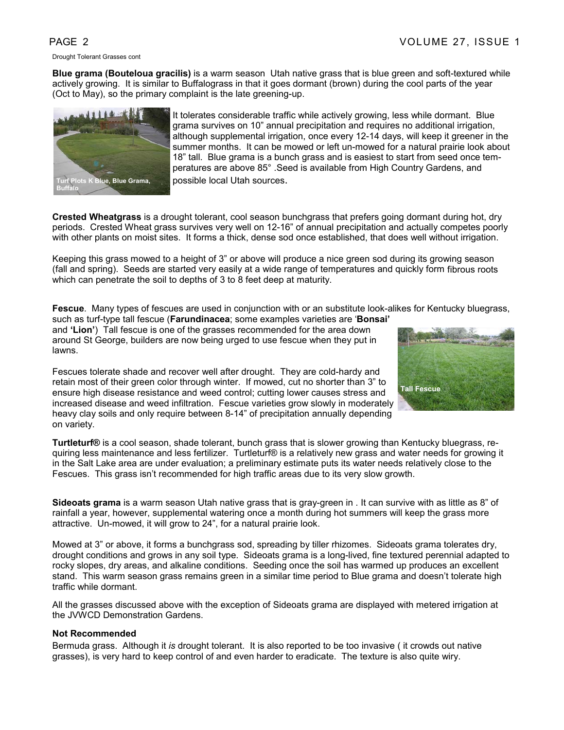Drought Tolerant Grasses cont

**Blue grama (Bouteloua gracilis)** is a warm season Utah native grass that is blue green and soft-textured while actively growing. It is similar to Buffalograss in that it goes dormant (brown) during the cool parts of the year (Oct to May), so the primary complaint is the late greening-up.

Turf Plots K Blue, Blue Grama, Buffalo

It tolerates considerable traffic while actively growing, less while dormant. Blue grama survives on 10" annual precipitation and requires no additional irrigation, although supplemental irrigation, once every 12-14 days, will keep it greener in the summer months. It can be mowed or left un-mowed for a natural prairie look about 18" tall. Blue grama is a bunch grass and is easiest to start from seed once temperatures are above 85° .Seed is available from High Country Gardens, and possible local Utah sources.

**Crested Wheatgrass** is a drought tolerant, cool season bunchgrass that prefers going dormant during hot, dry periods. Crested Wheat grass survives very well on 12-16" of annual precipitation and actually competes poorly with other plants on moist sites. It forms a thick, dense sod once established, that does well without irrigation.

Keeping this grass mowed to a height of 3" or above will produce a nice green sod during its growing season (fall and spring). Seeds are started very easily at a wide range of temperatures and quickly form fibrous roots which can penetrate the soil to depths of 3 to 8 feet deep at maturity.

**Fescue**. Many types of fescues are used in conjunction with or an substitute look-alikes for Kentucky bluegrass, such as turf-type tall fescue (**Farundinacea**; some examples varieties are '**Bonsai'** and **'Lion'**) Tall fescue is one of the grasses recommended for the area down around St George, builders are now being urged to use fescue when they put in lawns.

Fescues tolerate shade and recover well after drought. They are cold-hardy and retain most of their green color through winter. If mowed, cut no shorter than 3" to ensure high disease resistance and weed control; cutting lower causes stress and increased disease and weed infiltration. Fescue varieties grow slowly in moderately heavy clay soils and only require between 8-14" of precipitation annually depending on variety.

Tall Fescue

**Turtleturf®** is a cool season, shade tolerant, bunch grass that is slower growing than Kentucky bluegrass, requiring less maintenance and less fertilizer. Turtleturf® is a relatively new grass and water needs for growing it in the Salt Lake area are under evaluation; a preliminary estimate puts its water needs relatively close to the Fescues. This grass isn't recommended for high traffic areas due to its very slow growth.

**Sideoats grama** is a warm season Utah native grass that is gray-green in . It can survive with as little as 8" of rainfall a year, however, supplemental watering once a month during hot summers will keep the grass more attractive. Un-mowed, it will grow to 24", for a natural prairie look.

Mowed at 3" or above, it forms a bunchgrass sod, spreading by tiller rhizomes. Sideoats grama tolerates dry, drought conditions and grows in any soil type. Sideoats grama is a long-lived, fine textured perennial adapted to rocky slopes, dry areas, and alkaline conditions. Seeding once the soil has warmed up produces an excellent stand. This warm season grass remains green in a similar time period to Blue grama and doesn't tolerate high traffic while dormant.

All the grasses discussed above with the exception of Sideoats grama are displayed with metered irrigation at the JVWCD Demonstration Gardens.

**Not Recommended**

Bermuda grass. Although it *is* drought tolerant. It is also reported to be too invasive ( it crowds out native grasses), is very hard to keep control of and even harder to eradicate. The texture is also quite wiry.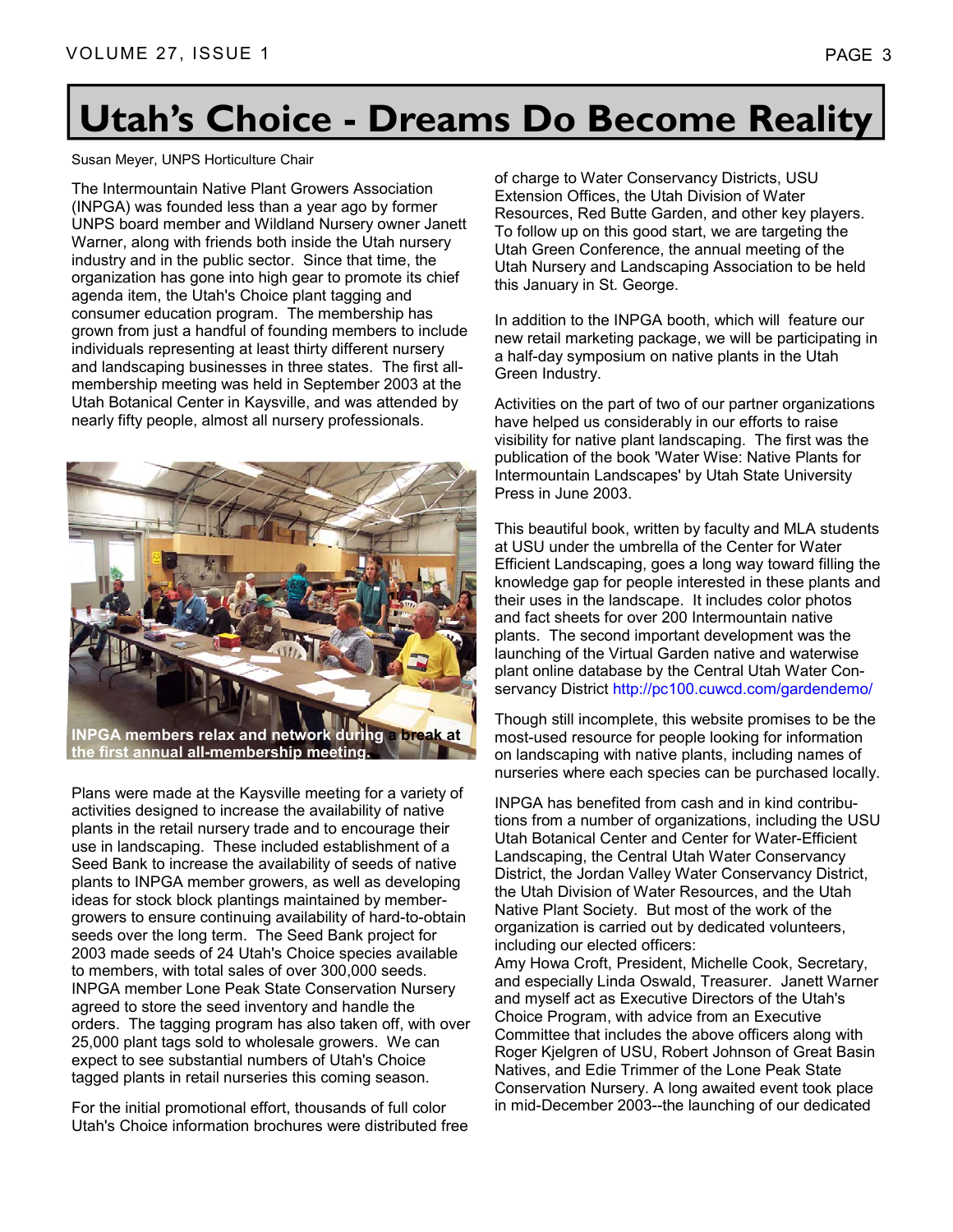# Utah's Choice - Dreams Do Become Reality

Susan Meyer, UNPS Horticulture Chair

The Intermountain Native Plant Growers Association (INPGA) was founded less than a year ago by former UNPS board member and Wildland Nursery owner Janett Warner, along with friends both inside the Utah nursery industry and in the public sector. Since that time, the organization has gone into high gear to promote its chief agenda item, the Utah's Choice plant tagging and consumer education program. The membership has grown from just a handful of founding members to include individuals representing at least thirty different nursery and landscaping businesses in three states. The first all-membership meeting was held in September 2003 at the Utah Botanical Center in Kaysville, and was attended by nearly fifty people, almost all nursery professionals.

**INPGA members relax and network during a break at the first annual all-membership meeting.**

Plans were made at the Kaysville meeting for a variety of activities designed to increase the availability of native plants in the retail nursery trade and to encourage their use in landscaping. These included establishment of a Seed Bank to increase the availability of seeds of native plants to INPGA member growers, as well as developing ideas for stock block plantings maintained by member-growers to ensure continuing availability of hard-to-obtain seeds over the long term. The Seed Bank project for 2003 made seeds of 24 Utah's Choice species available to members, with total sales of over 300,000 seeds. INPGA member Lone Peak State Conservation Nursery agreed to store the seed inventory and handle the orders. The tagging program has also taken off, with over 25,000 plant tags sold to wholesale growers. We can expect to see substantial numbers of Utah's Choice tagged plants in retail nurseries this coming season.

For the initial promotional effort, thousands of full color Utah's Choice information brochures were distributed free of charge to Water Conservancy Districts, USU Extension Offices, the Utah Division of Water Resources, Red Butte Garden, and other key players. To follow up on this good start, we are targeting the Utah Green Conference, the annual meeting of the Utah Nursery and Landscaping Association to be held this January in St. George.

In addition to the INPGA booth, which will feature our new retail marketing package, we will be participating in a half-day symposium on native plants in the Utah Green Industry.

Activities on the part of two of our partner organizations have helped us considerably in our efforts to raise visibility for native plant landscaping. The first was the publication of the book 'Water Wise: Native Plants for Intermountain Landscapes' by Utah State University Press in June 2003.

This beautiful book, written by faculty and MLA students at USU under the umbrella of the Center for Water Efficient Landscaping, goes a long way toward filling the knowledge gap for people interested in these plants and their uses in the landscape. It includes color photos and fact sheets for over 200 Intermountain native plants. The second important development was the launching of the Virtual Garden native and waterwise plant online database by the Central Utah Water Conservancy District http://pc100.cuwcd.com/gardendemo/

Though still incomplete, this website promises to be the most-used resource for people looking for information on landscaping with native plants, including names of nurseries where each species can be purchased locally.

INPGA has benefited from cash and in kind contributions from a number of organizations, including the USU Utah Botanical Center and Center for Water-Efficient Landscaping, the Central Utah Water Conservancy District, the Jordan Valley Water Conservancy District, the Utah Division of Water Resources, and the Utah Native Plant Society. But most of the work of the organization is carried out by dedicated volunteers, including our elected officers:
Amy Howa Croft, President, Michelle Cook, Secretary, and especially Linda Oswald, Treasurer. Janett Warner and myself act as Executive Directors of the Utah's Choice Program, with advice from an Executive Committee that includes the above officers along with Roger Kjelgren of USU, Robert Johnson of Great Basin Natives, and Edie Trimmer of the Lone Peak State Conservation Nursery. A long awaited event took place in mid-December 2003--the launching of our dedicated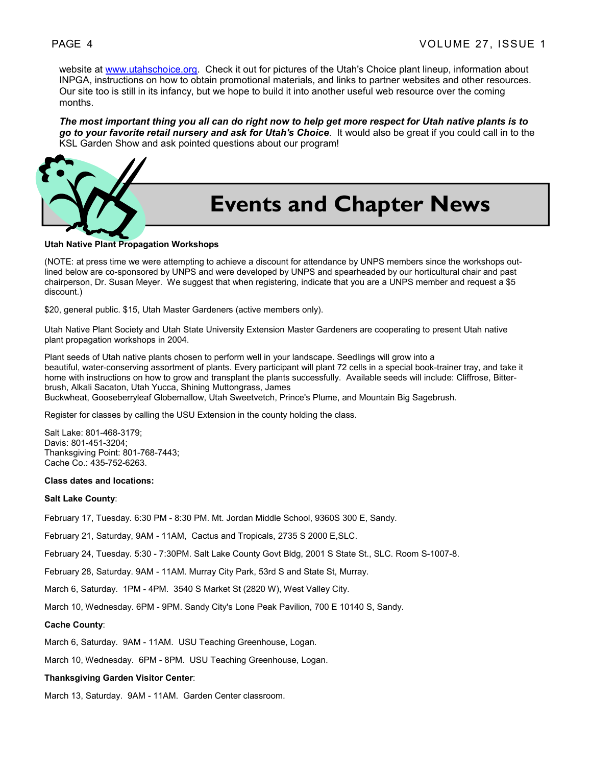website at [www.utahschoice.org](http://www.utahschoice.org). Check it out for pictures of the Utah's Choice plant lineup, information about INPGA, instructions on how to obtain promotional materials, and links to partner websites and other resources. Our site too is still in its infancy, but we hope to build it into another useful web resource over the coming months.

***The most important thing you all can do right now to help get more respect for Utah native plants is to go to your favorite retail nursery and ask for Utah's Choice***. It would also be great if you could call in to the KSL Garden Show and ask pointed questions about our program!

# Events and Chapter News

**Utah Native Plant Propagation Workshops**

(NOTE: at press time we were attempting to achieve a discount for attendance by UNPS members since the workshops outlined below are co-sponsored by UNPS and were developed by UNPS and spearheaded by our horticultural chair and past chairperson, Dr. Susan Meyer. We suggest that when registering, indicate that you are a UNPS member and request a $5 discount.)

$20, general public. $15, Utah Master Gardeners (active members only).

Utah Native Plant Society and Utah State University Extension Master Gardeners are cooperating to present Utah native plant propagation workshops in 2004.

Plant seeds of Utah native plants chosen to perform well in your landscape. Seedlings will grow into a beautiful, water-conserving assortment of plants. Every participant will plant 72 cells in a special book-trainer tray, and take it home with instructions on how to grow and transplant the plants successfully. Available seeds will include: Cliffrose, Bitterbrush, Alkali Sacaton, Utah Yucca, Shining Muttongrass, James Buckwheat, Gooseberryleaf Globemallow, Utah Sweetvetch, Prince's Plume, and Mountain Big Sagebrush.

Register for classes by calling the USU Extension in the county holding the class.

Salt Lake: 801-468-3179;
Davis: 801-451-3204;
Thanksgiving Point: 801-768-7443;
Cache Co.: 435-752-6263.

**Class dates and locations:**

**Salt Lake County**:

February 17, Tuesday. 6:30 PM - 8:30 PM. Mt. Jordan Middle School, 9360S 300 E, Sandy.

February 21, Saturday, 9AM - 11AM, Cactus and Tropicals, 2735 S 2000 E,SLC.

February 24, Tuesday. 5:30 - 7:30PM. Salt Lake County Govt Bldg, 2001 S State St., SLC. Room S-1007-8.

February 28, Saturday. 9AM - 11AM. Murray City Park, 53rd S and State St, Murray.

March 6, Saturday. 1PM - 4PM. 3540 S Market St (2820 W), West Valley City.

March 10, Wednesday. 6PM - 9PM. Sandy City's Lone Peak Pavilion, 700 E 10140 S, Sandy.

**Cache County**:

March 6, Saturday. 9AM - 11AM. USU Teaching Greenhouse, Logan.

March 10, Wednesday. 6PM - 8PM. USU Teaching Greenhouse, Logan.

**Thanksgiving Garden Visitor Center**:

March 13, Saturday. 9AM - 11AM. Garden Center classroom.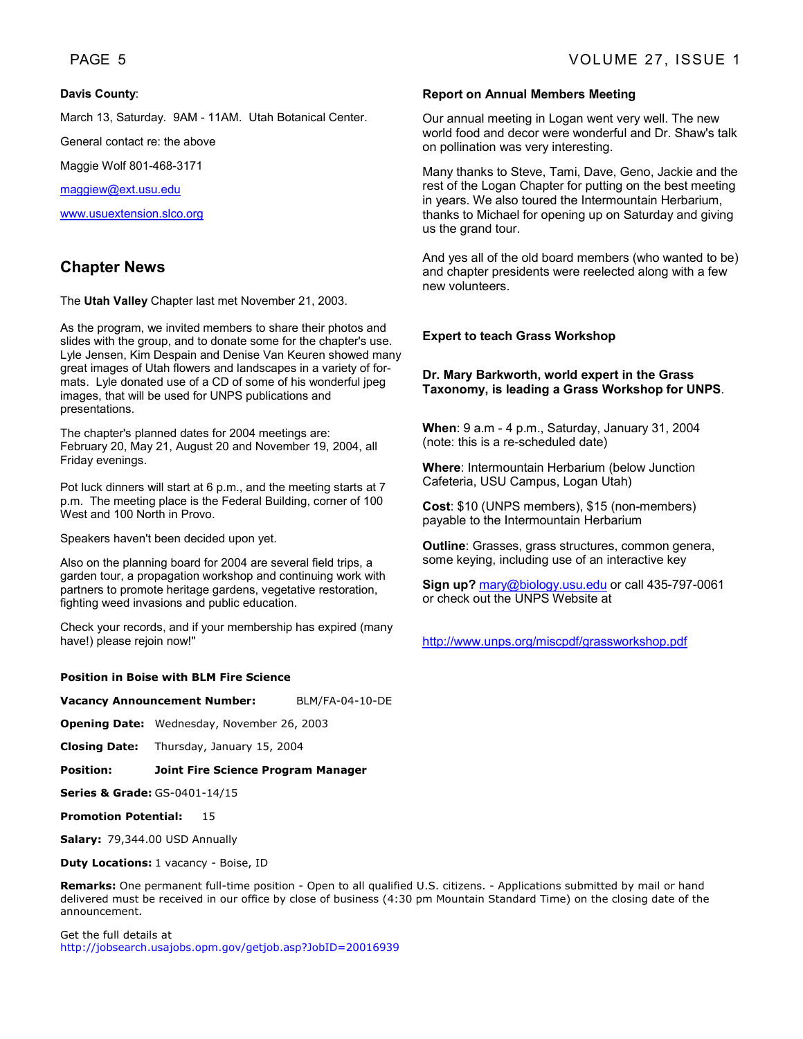**Davis County**:

March 13, Saturday. 9AM - 11AM. Utah Botanical Center.

General contact re: the above

Maggie Wolf 801-468-3171

maggiew@ext.usu.edu

www.usuextension.slco.org

## Chapter News

The **Utah Valley** Chapter last met November 21, 2003.

As the program, we invited members to share their photos and slides with the group, and to donate some for the chapter's use. Lyle Jensen, Kim Despain and Denise Van Keuren showed many great images of Utah flowers and landscapes in a variety of formats. Lyle donated use of a CD of some of his wonderful jpeg images, that will be used for UNPS publications and presentations.

The chapter's planned dates for 2004 meetings are: February 20, May 21, August 20 and November 19, 2004, all Friday evenings.

Pot luck dinners will start at 6 p.m., and the meeting starts at 7 p.m. The meeting place is the Federal Building, corner of 100 West and 100 North in Provo.

Speakers haven't been decided upon yet.

Also on the planning board for 2004 are several field trips, a garden tour, a propagation workshop and continuing work with partners to promote heritage gardens, vegetative restoration, fighting weed invasions and public education.

Check your records, and if your membership has expired (many have!) please rejoin now!"

**Position in Boise with BLM Fire Science**

**Vacancy Announcement Number:** BLM/FA-04-10-DE

**Opening Date:** Wednesday, November 26, 2003

**Closing Date:** Thursday, January 15, 2004

**Position:** **Joint Fire Science Program Manager**

**Series & Grade:** GS-0401-14/15

**Promotion Potential:** 15

**Salary:** 79,344.00 USD Annually

**Duty Locations:** 1 vacancy - Boise, ID

**Remarks:** One permanent full-time position - Open to all qualified U.S. citizens. - Applications submitted by mail or hand delivered must be received in our office by close of business (4:30 pm Mountain Standard Time) on the closing date of the announcement.

Get the full details at
http://jobsearch.usajobs.opm.gov/getjob.asp?JobID=20016939

**Report on Annual Members Meeting**

Our annual meeting in Logan went very well. The new world food and decor were wonderful and Dr. Shaw's talk on pollination was very interesting.

Many thanks to Steve, Tami, Dave, Geno, Jackie and the rest of the Logan Chapter for putting on the best meeting in years. We also toured the Intermountain Herbarium, thanks to Michael for opening up on Saturday and giving us the grand tour.

And yes all of the old board members (who wanted to be) and chapter presidents were reelected along with a few new volunteers.

**Expert to teach Grass Workshop**

**Dr. Mary Barkworth, world expert in the Grass Taxonomy, is leading a Grass Workshop for UNPS**.

**When**: 9 a.m - 4 p.m., Saturday, January 31, 2004 (note: this is a re-scheduled date)

**Where**: Intermountain Herbarium (below Junction Cafeteria, USU Campus, Logan Utah)

**Cost**: $10 (UNPS members), $15 (non-members) payable to the Intermountain Herbarium

**Outline**: Grasses, grass structures, common genera, some keying, including use of an interactive key

**Sign up?** mary@biology.usu.edu or call 435-797-0061 or check out the UNPS Website at

http://www.unps.org/miscpdf/grassworkshop.pdf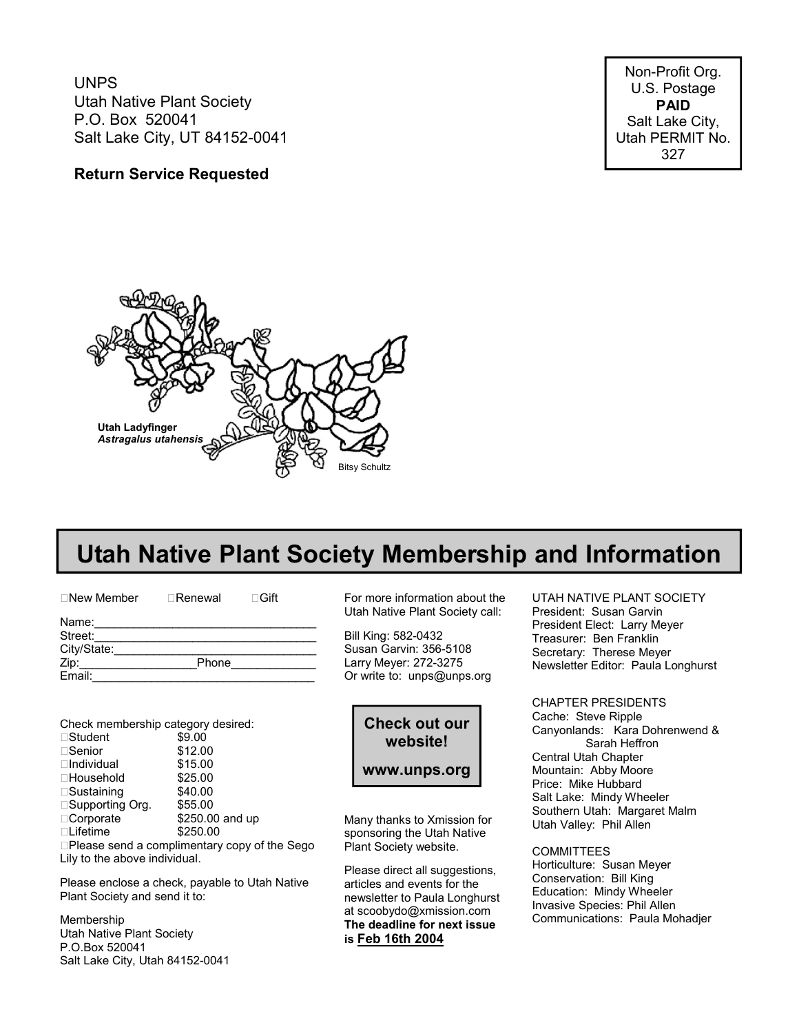UNPS
Utah Native Plant Society
P.O. Box 520041
Salt Lake City, UT 84152-0041

**Return Service Requested**

Non-Profit Org.
U.S. Postage
**PAID**
Salt Lake City,
Utah PERMIT No.
327

**Utah Ladyfinger**
***Astragalus utahensis***

Bitsy Schultz

# Utah Native Plant Society Membership and Information

☐New Member ☐Renewal ☐Gift

Name:_________________________________
Street:_________________________________
City/State:_____________________________
Zip:_________________Phone____________
Email:_________________________________

Check membership category desired:

| | |
|---|---|
| ☐Student | $9.00 |
| ☐Senior | $12.00 |
| ☐Individual | $15.00 |
| ☐Household | $25.00 |
| ☐Sustaining | $40.00 |
| ☐Supporting Org. | $55.00 |
| ☐Corporate | $250.00 and up |
| ☐Lifetime | $250.00 |

☐Please send a complimentary copy of the Sego Lily to the above individual.

Please enclose a check, payable to Utah Native Plant Society and send it to:

Membership
Utah Native Plant Society
P.O.Box 520041
Salt Lake City, Utah 84152-0041

For more information about the Utah Native Plant Society call:

Bill King: 582-0432
Susan Garvin: 356-5108
Larry Meyer: 272-3275
Or write to: unps@unps.org

**Check out our website!**

**www.unps.org**

Many thanks to Xmission for sponsoring the Utah Native Plant Society website.

Please direct all suggestions, articles and events for the newsletter to Paula Longhurst at scoobydo@xmission.com **The deadline for next issue is Feb 16th 2004**

UTAH NATIVE PLANT SOCIETY
President: Susan Garvin
President Elect: Larry Meyer
Treasurer: Ben Franklin
Secretary: Therese Meyer
Newsletter Editor: Paula Longhurst

CHAPTER PRESIDENTS
Cache: Steve Ripple
Canyonlands: Kara Dohrenwend & Sarah Heffron
Central Utah Chapter
Mountain: Abby Moore
Price: Mike Hubbard
Salt Lake: Mindy Wheeler
Southern Utah: Margaret Malm
Utah Valley: Phil Allen

COMMITTEES
Horticulture: Susan Meyer
Conservation: Bill King
Education: Mindy Wheeler
Invasive Species: Phil Allen
Communications: Paula Mohadjer